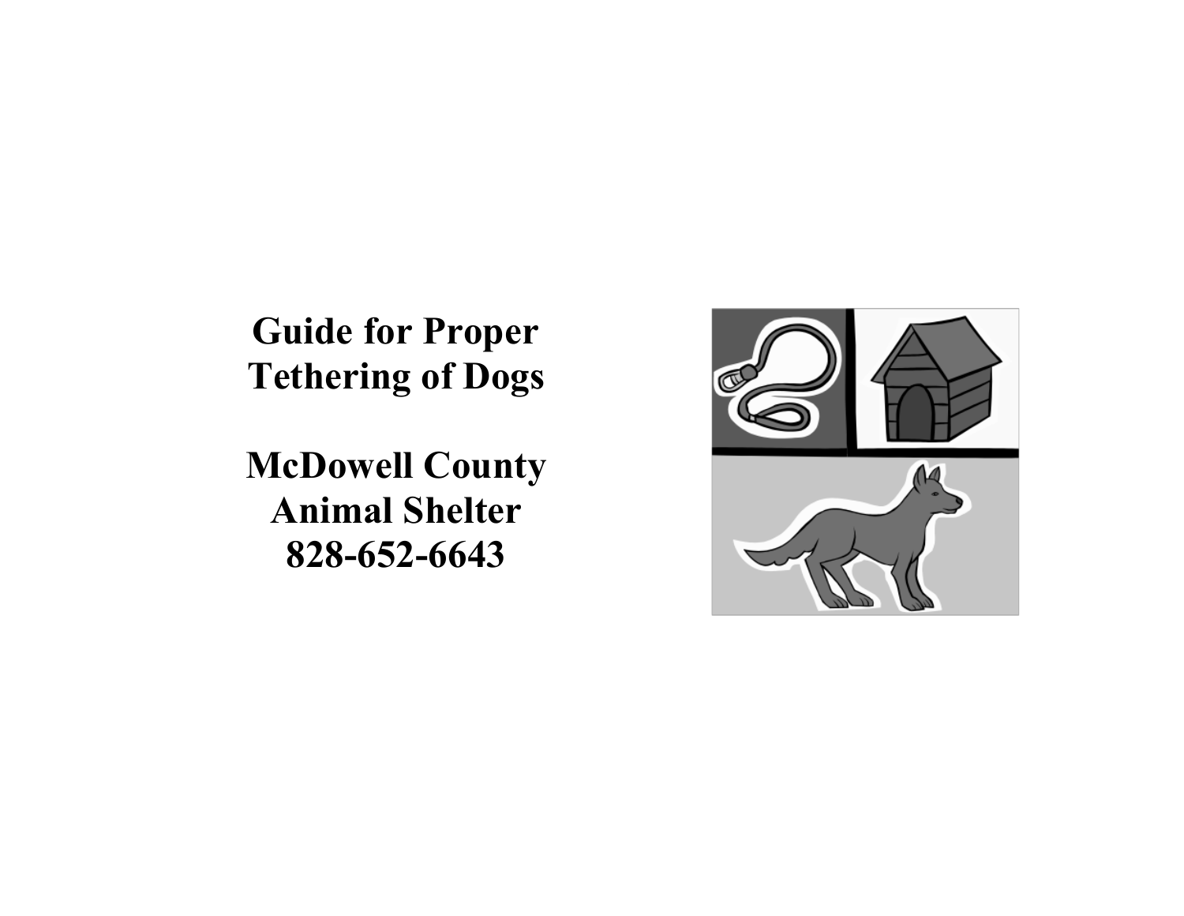# Guide for Proper Tethering of Dogs

## McDowell County Animal Shelter

## 828-652-6643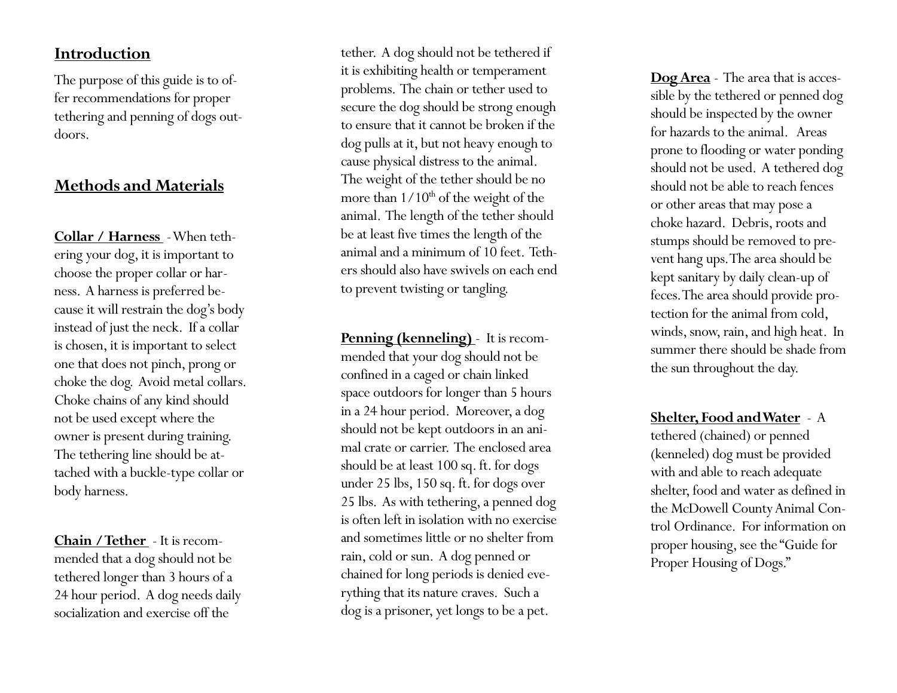## Introduction

The purpose of this guide is to offer recommendations for proper tethering and penning of dogs outdoors.

## Methods and Materials

**Collar / Harness** - When tethering your dog, it is important to choose the proper collar or harness. A harness is preferred because it will restrain the dog's body instead of just the neck. If a collar is chosen, it is important to select one that does not pinch, prong or choke the dog. Avoid metal collars. Choke chains of any kind should not be used except where the owner is present during training. The tethering line should be attached with a buckle-type collar or body harness.

**Chain / Tether** - It is recommended that a dog should not be tethered longer than 3 hours of a 24 hour period. A dog needs daily socialization and exercise off the tether. A dog should not be tethered if it is exhibiting health or temperament problems. The chain or tether used to secure the dog should be strong enough to ensure that it cannot be broken if the dog pulls at it, but not heavy enough to cause physical distress to the animal. The weight of the tether should be no more than 1/10th of the weight of the animal. The length of the tether should be at least five times the length of the animal and a minimum of 10 feet. Tethers should also have swivels on each end to prevent twisting or tangling.

**Penning (kenneling)** - It is recommended that your dog should not be confined in a caged or chain linked space outdoors for longer than 5 hours in a 24 hour period. Moreover, a dog should not be kept outdoors in an animal crate or carrier. The enclosed area should be at least 100 sq. ft. for dogs under 25 lbs, 150 sq. ft. for dogs over 25 lbs. As with tethering, a penned dog is often left in isolation with no exercise and sometimes little or no shelter from rain, cold or sun. A dog penned or chained for long periods is denied everything that its nature craves. Such a dog is a prisoner, yet longs to be a pet.

**Dog Area** - The area that is accessible by the tethered or penned dog should be inspected by the owner for hazards to the animal. Areas prone to flooding or water ponding should not be used. A tethered dog should not be able to reach fences or other areas that may pose a choke hazard. Debris, roots and stumps should be removed to prevent hang ups. The area should be kept sanitary by daily clean-up of feces. The area should provide protection for the animal from cold, winds, snow, rain, and high heat. In summer there should be shade from the sun throughout the day.

**Shelter, Food and Water** - A tethered (chained) or penned (kenneled) dog must be provided with and able to reach adequate shelter, food and water as defined in the McDowell County Animal Control Ordinance. For information on proper housing, see the "Guide for Proper Housing of Dogs."